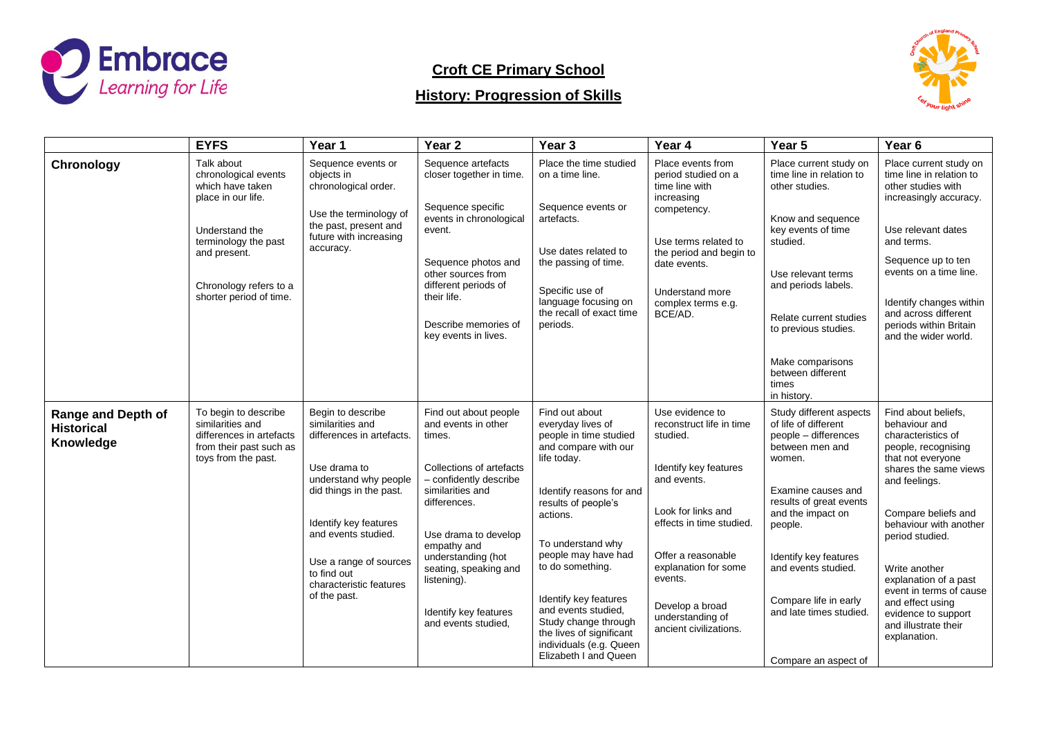## Croft CE Primary School

## History: Progression of Skills

| | EYFS | Year 1 | Year 2 | Year 3 | Year 4 | Year 5 | Year 6 |
|---|---|---|---|---|---|---|---|
| **Chronology** | Talk about chronological events which have taken place in our life.<br><br>Understand the terminology the past and present.<br><br>Chronology refers to a shorter period of time. | Sequence events or objects in chronological order.<br><br>Use the terminology of the past, present and future with increasing accuracy. | Sequence artefacts closer together in time.<br><br>Sequence specific events in chronological event.<br><br>Sequence photos and other sources from different periods of their life.<br><br>Describe memories of key events in lives. | Place the time studied on a time line.<br><br>Sequence events or artefacts.<br><br>Use dates related to the passing of time.<br><br>Specific use of language focusing on the recall of exact time periods. | Place events from period studied on a time line with increasing competency.<br><br>Use terms related to the period and begin to date events.<br><br>Understand more complex terms e.g. BCE/AD. | Place current study on time line in relation to other studies.<br><br>Know and sequence key events of time studied.<br><br>Use relevant terms and periods labels.<br><br>Relate current studies to previous studies.<br><br>Make comparisons between different times in history. | Place current study on time line in relation to other studies with increasingly accuracy.<br><br>Use relevant dates and terms.<br><br>Sequence up to ten events on a time line.<br><br>Identify changes within and across different periods within Britain and the wider world. |
| **Range and Depth of Historical Knowledge** | To begin to describe similarities and differences in artefacts from their past such as toys from the past. | Begin to describe similarities and differences in artefacts.<br><br>Use drama to understand why people did things in the past.<br><br>Identify key features and events studied.<br><br>Use a range of sources to find out characteristic features of the past. | Find out about people and events in other times.<br><br>Collections of artefacts – confidently describe similarities and differences.<br><br>Use drama to develop empathy and understanding (hot seating, speaking and listening).<br><br>Identify key features and events studied, | Find out about everyday lives of people in time studied and compare with our life today.<br><br>Identify reasons for and results of people's actions.<br><br>To understand why people may have had to do something.<br><br>Identify key features and events studied, Study change through the lives of significant individuals (e.g. Queen Elizabeth I and Queen | Use evidence to reconstruct life in time studied.<br><br>Identify key features and events.<br><br>Look for links and effects in time studied.<br><br>Offer a reasonable explanation for some events.<br><br>Develop a broad understanding of ancient civilizations. | Study different aspects of life of different people – differences between men and women.<br><br>Examine causes and results of great events and the impact on people.<br><br>Identify key features and events studied.<br><br>Compare life in early and late times studied.<br><br>Compare an aspect of | Find about beliefs, behaviour and characteristics of people, recognising that not everyone shares the same views and feelings.<br><br>Compare beliefs and behaviour with another period studied.<br><br>Write another explanation of a past event in terms of cause and effect using evidence to support and illustrate their explanation. |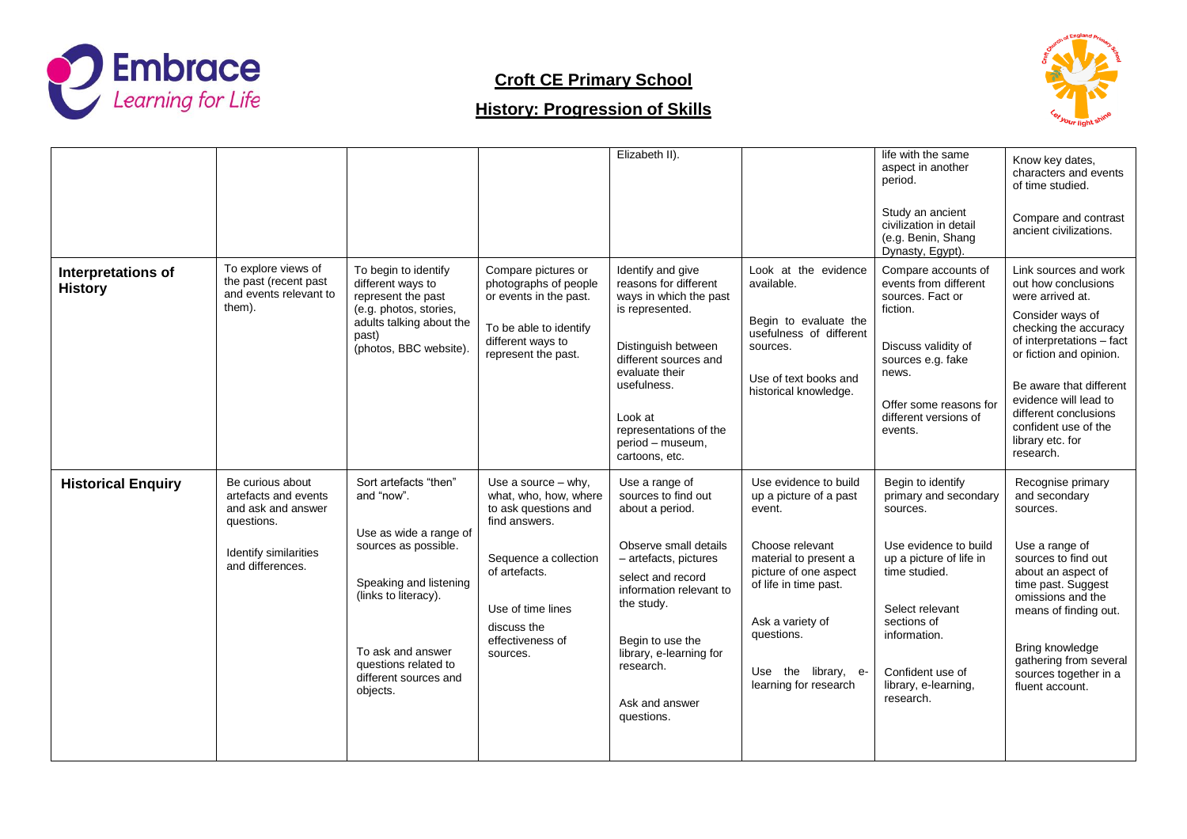## Croft CE Primary School

## History: Progression of Skills

| | | | | | | | |
|---|---|---|---|---|---|---|---|
| | | | | Elizabeth II). | | life with the same aspect in another period. Study an ancient civilization in detail (e.g. Benin, Shang Dynasty, Egypt). | Know key dates, characters and events of time studied. Compare and contrast ancient civilizations. |
| **Interpretations of History** | To explore views of the past (recent past and events relevant to them). | To begin to identify different ways to represent the past (e.g. photos, stories, adults talking about the past) (photos, BBC website). | Compare pictures or photographs of people or events in the past. To be able to identify different ways to represent the past. | Identify and give reasons for different ways in which the past is represented. Distinguish between different sources and evaluate their usefulness. Look at representations of the period – museum, cartoons, etc. | Look at the evidence available. Begin to evaluate the usefulness of different sources. Use of text books and historical knowledge. | Compare accounts of events from different sources. Fact or fiction. Discuss validity of sources e.g. fake news. Offer some reasons for different versions of events. | Link sources and work out how conclusions were arrived at. Consider ways of checking the accuracy of interpretations – fact or fiction and opinion. Be aware that different evidence will lead to different conclusions confident use of the library etc. for research. |
| **Historical Enquiry** | Be curious about artefacts and events and ask and answer questions. Identify similarities and differences. | Sort artefacts "then" and "now". Use as wide a range of sources as possible. Speaking and listening (links to literacy). To ask and answer questions related to different sources and objects. | Use a source – why, what, who, how, where to ask questions and find answers. Sequence a collection of artefacts. Use of time lines discuss the effectiveness of sources. | Use a range of sources to find out about a period. Observe small details – artefacts, pictures select and record information relevant to the study. Begin to use the library, e-learning for research. Ask and answer questions. | Use evidence to build up a picture of a past event. Choose relevant material to present a picture of one aspect of life in time past. Ask a variety of questions. Use the library, e-learning for research | Begin to identify primary and secondary sources. Use evidence to build up a picture of life in time studied. Select relevant sections of information. Confident use of library, e-learning, research. | Recognise primary and secondary sources. Use a range of sources to find out about an aspect of time past. Suggest omissions and the means of finding out. Bring knowledge gathering from several sources together in a fluent account. |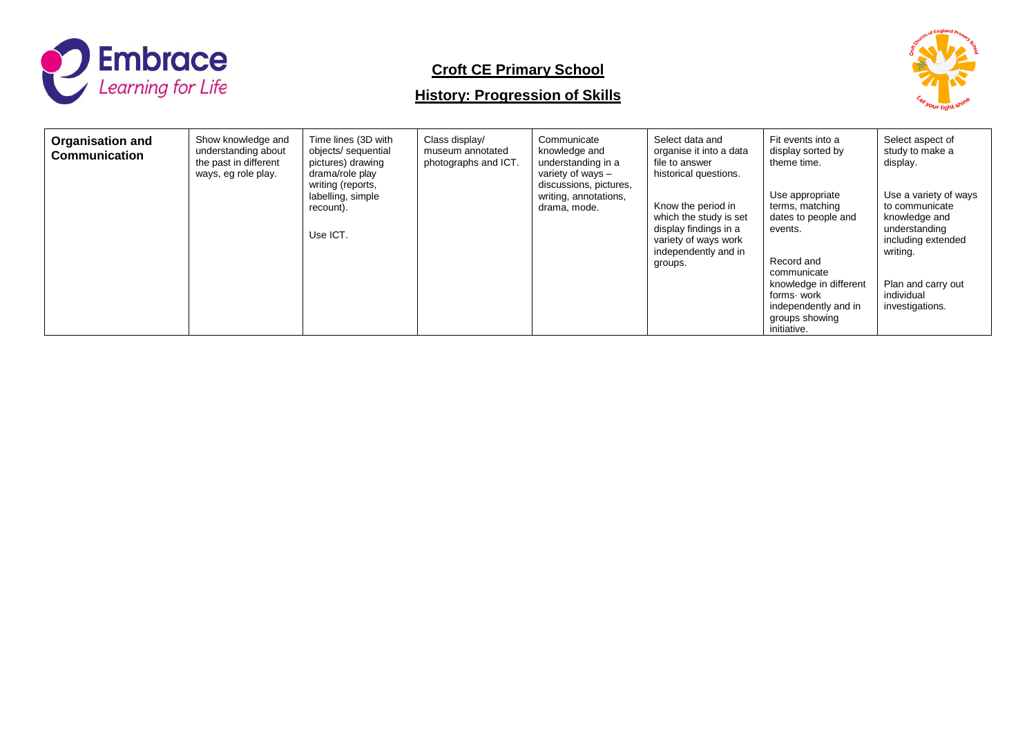## Croft CE Primary School

## History: Progression of Skills

| | | | | | | | |
|---|---|---|---|---|---|---|---|
| **Organisation and Communication** | Show knowledge and understanding about the past in different ways, eg role play. | Time lines (3D with objects/ sequential pictures) drawing drama/role play writing (reports, labelling, simple recount).<br><br>Use ICT. | Class display/ museum annotated photographs and ICT. | Communicate knowledge and understanding in a variety of ways – discussions, pictures, writing, annotations, drama, mode. | Select data and organise it into a data file to answer historical questions.<br><br>Know the period in which the study is set display findings in a variety of ways work independently and in groups. | Fit events into a display sorted by theme time.<br><br>Use appropriate terms, matching dates to people and events.<br><br>Record and communicate knowledge in different forms· work independently and in groups showing initiative. | Select aspect of study to make a display.<br><br>Use a variety of ways to communicate knowledge and understanding including extended writing.<br><br>Plan and carry out individual investigations. |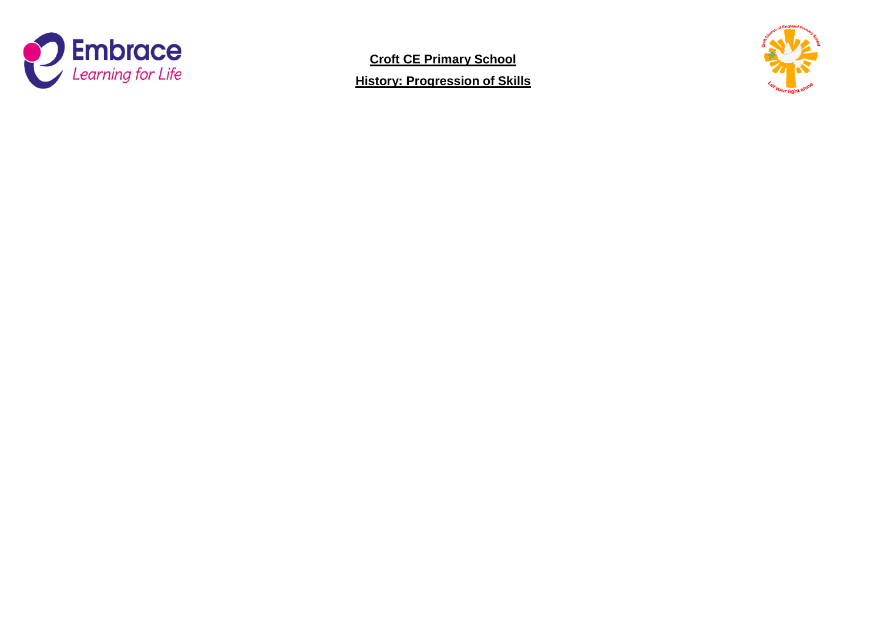**Croft CE Primary School**

**History: Progression of Skills**